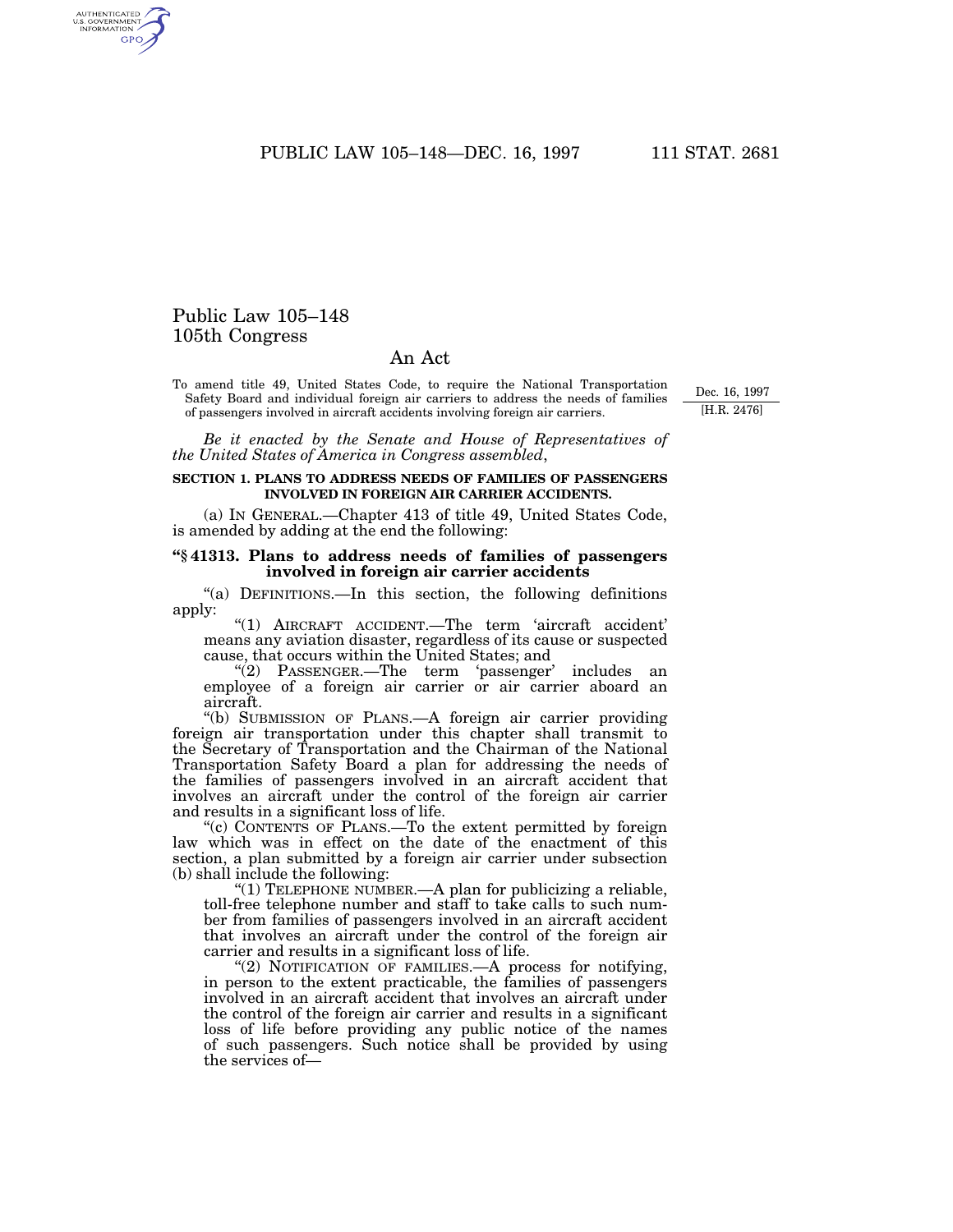# Public Law 105–148
# 105th Congress

## An Act

To amend title 49, United States Code, to require the National Transportation Safety Board and individual foreign air carriers to address the needs of families of passengers involved in aircraft accidents involving foreign air carriers.

Dec. 16, 1997
[H.R. 2476]

*Be it enacted by the Senate and House of Representatives of the United States of America in Congress assembled*,

**SECTION 1. PLANS TO ADDRESS NEEDS OF FAMILIES OF PASSENGERS INVOLVED IN FOREIGN AIR CARRIER ACCIDENTS.**

(a) IN GENERAL.—Chapter 413 of title 49, United States Code, is amended by adding at the end the following:

**"§ 41313. Plans to address needs of families of passengers involved in foreign air carrier accidents**

"(a) DEFINITIONS.—In this section, the following definitions apply:

"(1) AIRCRAFT ACCIDENT.—The term 'aircraft accident' means any aviation disaster, regardless of its cause or suspected cause, that occurs within the United States; and

"(2) PASSENGER.—The term 'passenger' includes an employee of a foreign air carrier or air carrier aboard an aircraft.

"(b) SUBMISSION OF PLANS.—A foreign air carrier providing foreign air transportation under this chapter shall transmit to the Secretary of Transportation and the Chairman of the National Transportation Safety Board a plan for addressing the needs of the families of passengers involved in an aircraft accident that involves an aircraft under the control of the foreign air carrier and results in a significant loss of life.

"(c) CONTENTS OF PLANS.—To the extent permitted by foreign law which was in effect on the date of the enactment of this section, a plan submitted by a foreign air carrier under subsection (b) shall include the following:

"(1) TELEPHONE NUMBER.—A plan for publicizing a reliable, toll-free telephone number and staff to take calls to such number from families of passengers involved in an aircraft accident that involves an aircraft under the control of the foreign air carrier and results in a significant loss of life.

"(2) NOTIFICATION OF FAMILIES.—A process for notifying, in person to the extent practicable, the families of passengers involved in an aircraft accident that involves an aircraft under the control of the foreign air carrier and results in a significant loss of life before providing any public notice of the names of such passengers. Such notice shall be provided by using the services of—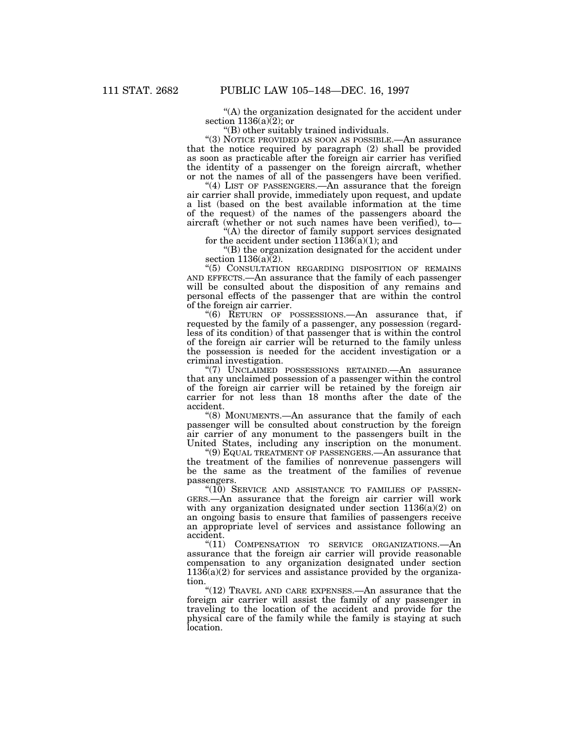"(A) the organization designated for the accident under section 1136(a)(2); or

"(B) other suitably trained individuals.

"(3) NOTICE PROVIDED AS SOON AS POSSIBLE.—An assurance that the notice required by paragraph (2) shall be provided as soon as practicable after the foreign air carrier has verified the identity of a passenger on the foreign aircraft, whether or not the names of all of the passengers have been verified.

"(4) LIST OF PASSENGERS.—An assurance that the foreign air carrier shall provide, immediately upon request, and update a list (based on the best available information at the time of the request) of the names of the passengers aboard the aircraft (whether or not such names have been verified), to—

"(A) the director of family support services designated for the accident under section 1136(a)(1); and

"(B) the organization designated for the accident under section 1136(a)(2).

"(5) CONSULTATION REGARDING DISPOSITION OF REMAINS AND EFFECTS.—An assurance that the family of each passenger will be consulted about the disposition of any remains and personal effects of the passenger that are within the control of the foreign air carrier.

"(6) RETURN OF POSSESSIONS.—An assurance that, if requested by the family of a passenger, any possession (regardless of its condition) of that passenger that is within the control of the foreign air carrier will be returned to the family unless the possession is needed for the accident investigation or a criminal investigation.

"(7) UNCLAIMED POSSESSIONS RETAINED.—An assurance that any unclaimed possession of a passenger within the control of the foreign air carrier will be retained by the foreign air carrier for not less than 18 months after the date of the accident.

"(8) MONUMENTS.—An assurance that the family of each passenger will be consulted about construction by the foreign air carrier of any monument to the passengers built in the United States, including any inscription on the monument.

"(9) EQUAL TREATMENT OF PASSENGERS.—An assurance that the treatment of the families of nonrevenue passengers will be the same as the treatment of the families of revenue passengers.

"(10) SERVICE AND ASSISTANCE TO FAMILIES OF PASSENGERS.—An assurance that the foreign air carrier will work with any organization designated under section 1136(a)(2) on an ongoing basis to ensure that families of passengers receive an appropriate level of services and assistance following an accident.

"(11) COMPENSATION TO SERVICE ORGANIZATIONS.—An assurance that the foreign air carrier will provide reasonable compensation to any organization designated under section 1136(a)(2) for services and assistance provided by the organization.

"(12) TRAVEL AND CARE EXPENSES.—An assurance that the foreign air carrier will assist the family of any passenger in traveling to the location of the accident and provide for the physical care of the family while the family is staying at such location.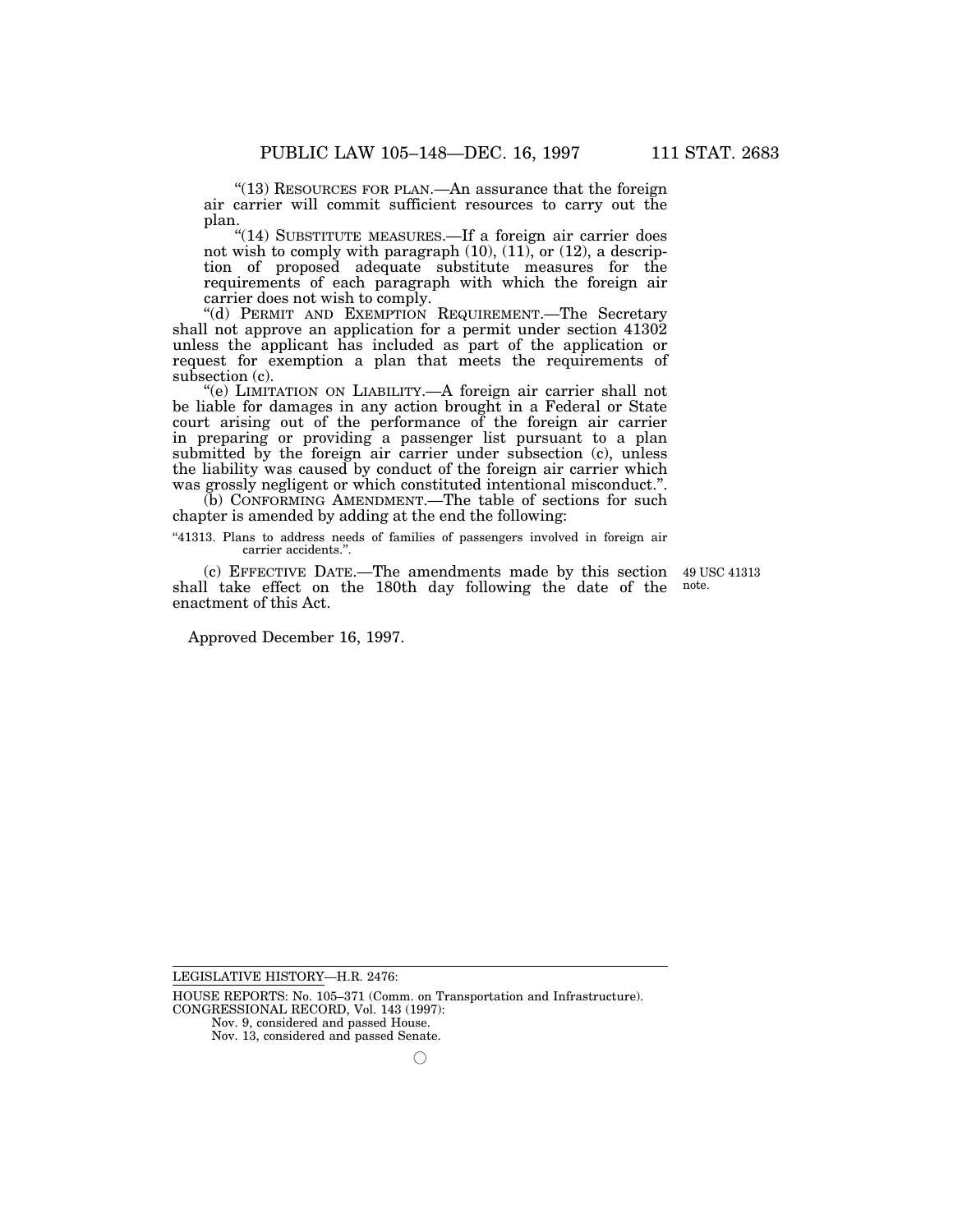"(13) RESOURCES FOR PLAN.—An assurance that the foreign air carrier will commit sufficient resources to carry out the plan.

"(14) SUBSTITUTE MEASURES.—If a foreign air carrier does not wish to comply with paragraph (10), (11), or (12), a description of proposed adequate substitute measures for the requirements of each paragraph with which the foreign air carrier does not wish to comply.

"(d) PERMIT AND EXEMPTION REQUIREMENT.—The Secretary shall not approve an application for a permit under section 41302 unless the applicant has included as part of the application or request for exemption a plan that meets the requirements of subsection (c).

"(e) LIMITATION ON LIABILITY.—A foreign air carrier shall not be liable for damages in any action brought in a Federal or State court arising out of the performance of the foreign air carrier in preparing or providing a passenger list pursuant to a plan submitted by the foreign air carrier under subsection (c), unless the liability was caused by conduct of the foreign air carrier which was grossly negligent or which constituted intentional misconduct.".

(b) CONFORMING AMENDMENT.—The table of sections for such chapter is amended by adding at the end the following:

"41313. Plans to address needs of families of passengers involved in foreign air carrier accidents.".

(c) EFFECTIVE DATE.—The amendments made by this section shall take effect on the 180th day following the date of the enactment of this Act.

49 USC 41313 note.

Approved December 16, 1997.

---

LEGISLATIVE HISTORY—H.R. 2476:

HOUSE REPORTS: No. 105–371 (Comm. on Transportation and Infrastructure).
CONGRESSIONAL RECORD, Vol. 143 (1997):
Nov. 9, considered and passed House.
Nov. 13, considered and passed Senate.

○